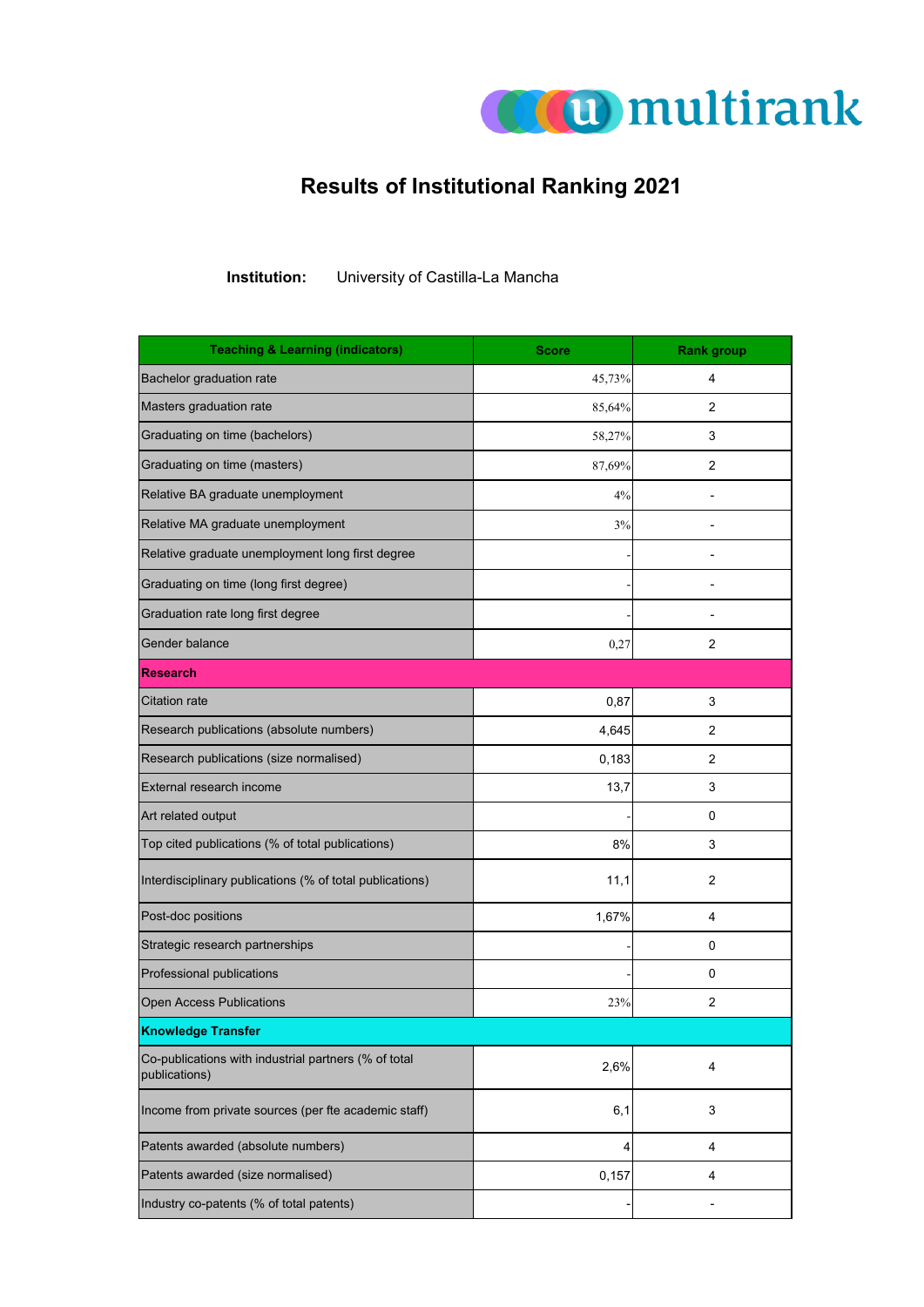# Results of Institutional Ranking 2021

**Institution:** University of Castilla-La Mancha

| Teaching & Learning (indicators) | Score | Rank group |
| --- | --- | --- |
| Bachelor graduation rate | 45,73% | 4 |
| Masters graduation rate | 85,64% | 2 |
| Graduating on time (bachelors) | 58,27% | 3 |
| Graduating on time (masters) | 87,69% | 2 |
| Relative BA graduate unemployment | 4% | - |
| Relative MA graduate unemployment | 3% | - |
| Relative graduate unemployment long first degree | - | - |
| Graduating on time (long first degree) | - | - |
| Graduation rate long first degree | - | - |
| Gender balance | 0,27 | 2 |
| **Research** | | |
| Citation rate | 0,87 | 3 |
| Research publications (absolute numbers) | 4,645 | 2 |
| Research publications (size normalised) | 0,183 | 2 |
| External research income | 13,7 | 3 |
| Art related output | - | 0 |
| Top cited publications (% of total publications) | 8% | 3 |
| Interdisciplinary publications (% of total publications) | 11,1 | 2 |
| Post-doc positions | 1,67% | 4 |
| Strategic research partnerships | - | 0 |
| Professional publications | - | 0 |
| Open Access Publications | 23% | 2 |
| **Knowledge Transfer** | | |
| Co-publications with industrial partners (% of total publications) | 2,6% | 4 |
| Income from private sources (per fte academic staff) | 6,1 | 3 |
| Patents awarded (absolute numbers) | 4 | 4 |
| Patents awarded (size normalised) | 0,157 | 4 |
| Industry co-patents (% of total patents) | - | - |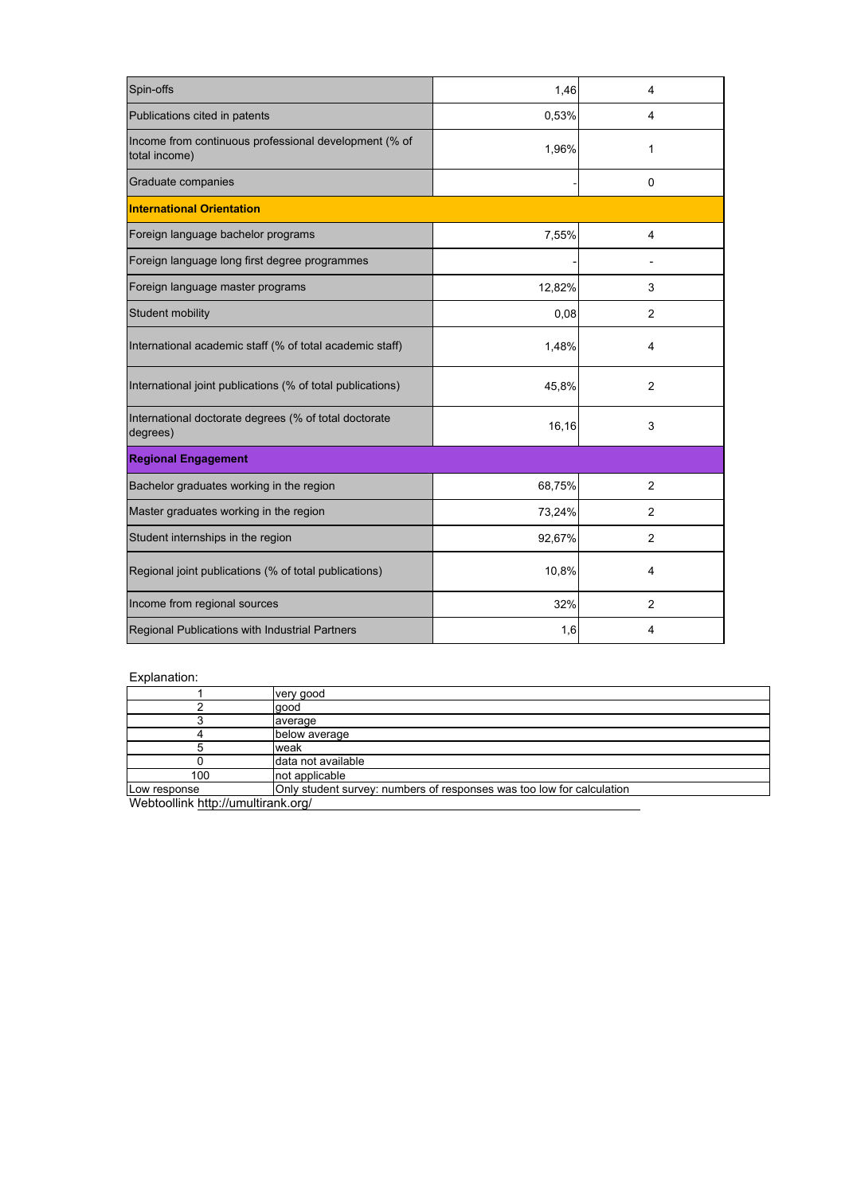| | | |
|---|---|---|
| Spin-offs | 1,46 | 4 |
| Publications cited in patents | 0,53% | 4 |
| Income from continuous professional development (% of total income) | 1,96% | 1 |
| Graduate companies | - | 0 |
| **International Orientation** | | |
| Foreign language bachelor programs | 7,55% | 4 |
| Foreign language long first degree programmes | - | - |
| Foreign language master programs | 12,82% | 3 |
| Student mobility | 0,08 | 2 |
| International academic staff (% of total academic staff) | 1,48% | 4 |
| International joint publications (% of total publications) | 45,8% | 2 |
| International doctorate degrees (% of total doctorate degrees) | 16,16 | 3 |
| **Regional Engagement** | | |
| Bachelor graduates working in the region | 68,75% | 2 |
| Master graduates working in the region | 73,24% | 2 |
| Student internships in the region | 92,67% | 2 |
| Regional joint publications (% of total publications) | 10,8% | 4 |
| Income from regional sources | 32% | 2 |
| Regional Publications with Industrial Partners | 1,6 | 4 |

Explanation:

| | |
|---|---|
| 1 | very good |
| 2 | good |
| 3 | average |
| 4 | below average |
| 5 | weak |
| 0 | data not available |
| 100 | not applicable |
| Low response | Only student survey: numbers of responses was too low for calculation |

Webtoollink http://umultirank.org/